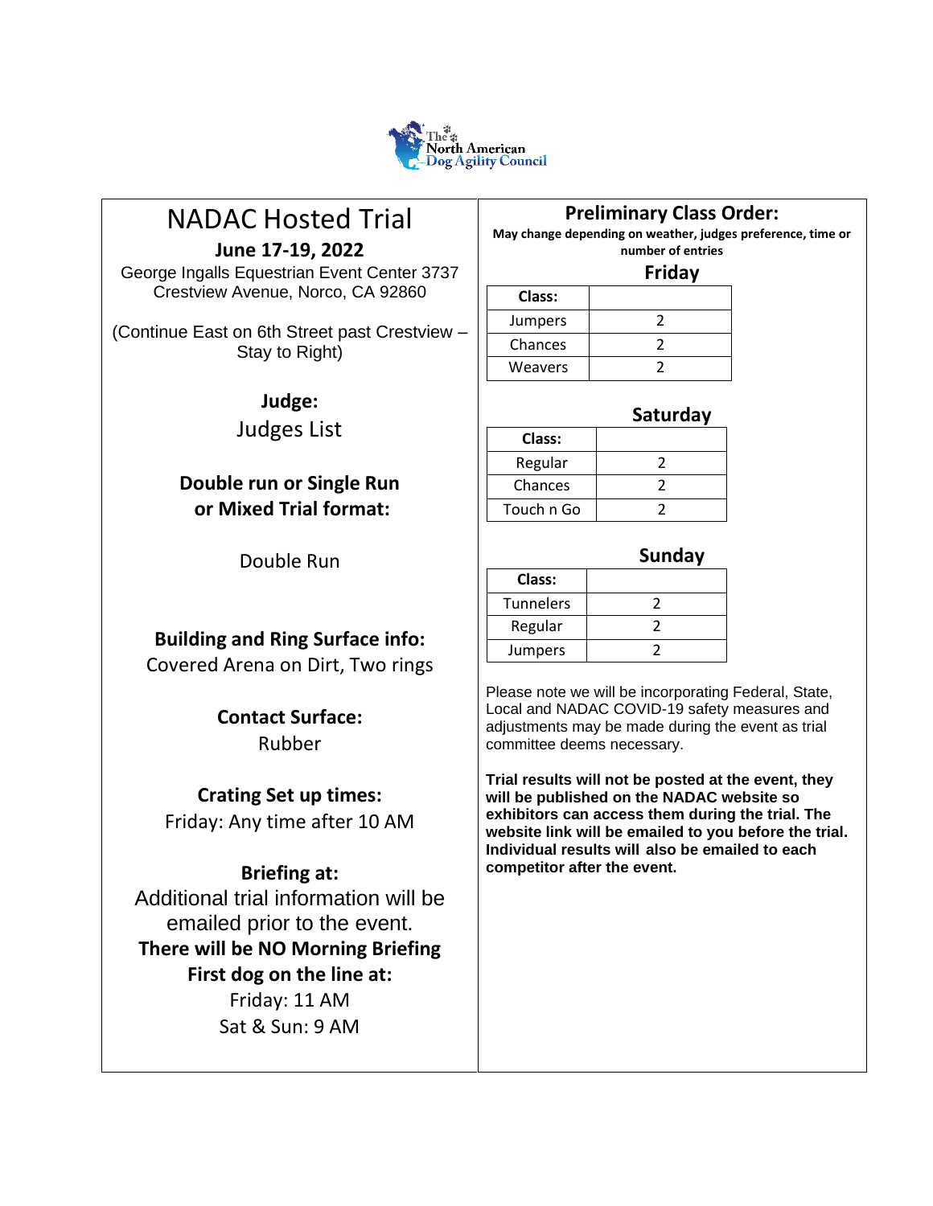The North American Dog Agility Council

# NADAC Hosted Trial

**June 17-19, 2022**

George Ingalls Equestrian Event Center 3737 Crestview Avenue, Norco, CA 92860

(Continue East on 6th Street past Crestview – Stay to Right)

**Judge:**

Judges List

**Double run or Single Run or Mixed Trial format:**

Double Run

**Building and Ring Surface info:**

Covered Arena on Dirt, Two rings

**Contact Surface:**

Rubber

**Crating Set up times:**

Friday: Any time after 10 AM

**Briefing at:**

Additional trial information will be emailed prior to the event.

**There will be NO Morning Briefing**

**First dog on the line at:**

Friday: 11 AM

Sat & Sun: 9 AM

## Preliminary Class Order:

**May change depending on weather, judges preference, time or number of entries**

### Friday

| Class: | |
|---|---|
| Jumpers | 2 |
| Chances | 2 |
| Weavers | 2 |

### Saturday

| Class: | |
|---|---|
| Regular | 2 |
| Chances | 2 |
| Touch n Go | 2 |

### Sunday

| Class: | |
|---|---|
| Tunnelers | 2 |
| Regular | 2 |
| Jumpers | 2 |

Please note we will be incorporating Federal, State, Local and NADAC COVID-19 safety measures and adjustments may be made during the event as trial committee deems necessary.

**Trial results will not be posted at the event, they will be published on the NADAC website so exhibitors can access them during the trial. The website link will be emailed to you before the trial. Individual results will also be emailed to each competitor after the event.**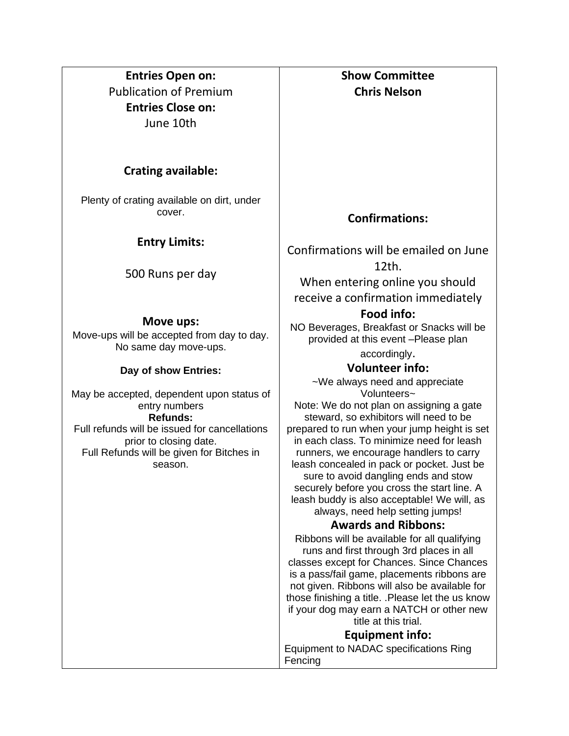**Entries Open on:**

Publication of Premium

**Entries Close on:**

June 10th

**Crating available:**

Plenty of crating available on dirt, under cover.

**Entry Limits:**

500 Runs per day

**Move ups:**

Move-ups will be accepted from day to day. No same day move-ups.

**Day of show Entries:**

May be accepted, dependent upon status of entry numbers

**Refunds:**

Full refunds will be issued for cancellations prior to closing date.

Full Refunds will be given for Bitches in season.

**Show Committee**

**Chris Nelson**

**Confirmations:**

Confirmations will be emailed on June 12th.

When entering online you should receive a confirmation immediately

**Food info:**

NO Beverages, Breakfast or Snacks will be provided at this event –Please plan accordingly.

**Volunteer info:**

~We always need and appreciate Volunteers~

Note: We do not plan on assigning a gate steward, so exhibitors will need to be prepared to run when your jump height is set in each class. To minimize need for leash runners, we encourage handlers to carry leash concealed in pack or pocket. Just be sure to avoid dangling ends and stow securely before you cross the start line. A leash buddy is also acceptable! We will, as always, need help setting jumps!

**Awards and Ribbons:**

Ribbons will be available for all qualifying runs and first through 3rd places in all classes except for Chances. Since Chances is a pass/fail game, placements ribbons are not given. Ribbons will also be available for those finishing a title. .Please let the us know if your dog may earn a NATCH or other new title at this trial.

**Equipment info:**

Equipment to NADAC specifications Ring Fencing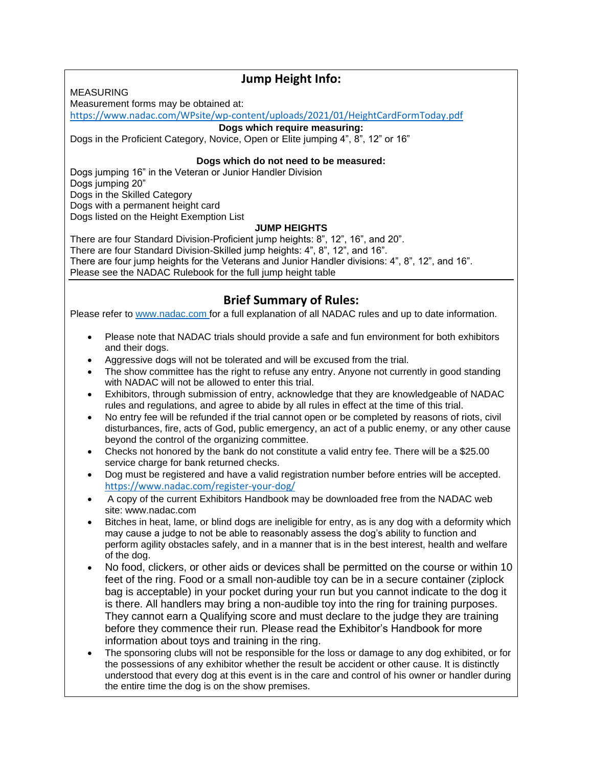## Jump Height Info:

MEASURING

Measurement forms may be obtained at:

https://www.nadac.com/WPsite/wp-content/uploads/2021/01/HeightCardFormToday.pdf

**Dogs which require measuring:**

Dogs in the Proficient Category, Novice, Open or Elite jumping 4", 8", 12" or 16"

**Dogs which do not need to be measured:**

Dogs jumping 16" in the Veteran or Junior Handler Division
Dogs jumping 20"
Dogs in the Skilled Category
Dogs with a permanent height card
Dogs listed on the Height Exemption List

**JUMP HEIGHTS**

There are four Standard Division-Proficient jump heights: 8", 12", 16", and 20".
There are four Standard Division-Skilled jump heights: 4", 8", 12", and 16".
There are four jump heights for the Veterans and Junior Handler divisions: 4", 8", 12", and 16".
Please see the NADAC Rulebook for the full jump height table

## Brief Summary of Rules:

Please refer to www.nadac.com for a full explanation of all NADAC rules and up to date information.

- Please note that NADAC trials should provide a safe and fun environment for both exhibitors and their dogs.
- Aggressive dogs will not be tolerated and will be excused from the trial.
- The show committee has the right to refuse any entry. Anyone not currently in good standing with NADAC will not be allowed to enter this trial.
- Exhibitors, through submission of entry, acknowledge that they are knowledgeable of NADAC rules and regulations, and agree to abide by all rules in effect at the time of this trial.
- No entry fee will be refunded if the trial cannot open or be completed by reasons of riots, civil disturbances, fire, acts of God, public emergency, an act of a public enemy, or any other cause beyond the control of the organizing committee.
- Checks not honored by the bank do not constitute a valid entry fee. There will be a $25.00 service charge for bank returned checks.
- Dog must be registered and have a valid registration number before entries will be accepted. https://www.nadac.com/register-your-dog/
- A copy of the current Exhibitors Handbook may be downloaded free from the NADAC web site: www.nadac.com
- Bitches in heat, lame, or blind dogs are ineligible for entry, as is any dog with a deformity which may cause a judge to not be able to reasonably assess the dog's ability to function and perform agility obstacles safely, and in a manner that is in the best interest, health and welfare of the dog.
- No food, clickers, or other aids or devices shall be permitted on the course or within 10 feet of the ring. Food or a small non-audible toy can be in a secure container (ziplock bag is acceptable) in your pocket during your run but you cannot indicate to the dog it is there. All handlers may bring a non-audible toy into the ring for training purposes. They cannot earn a Qualifying score and must declare to the judge they are training before they commence their run. Please read the Exhibitor's Handbook for more information about toys and training in the ring.
- The sponsoring clubs will not be responsible for the loss or damage to any dog exhibited, or for the possessions of any exhibitor whether the result be accident or other cause. It is distinctly understood that every dog at this event is in the care and control of his owner or handler during the entire time the dog is on the show premises.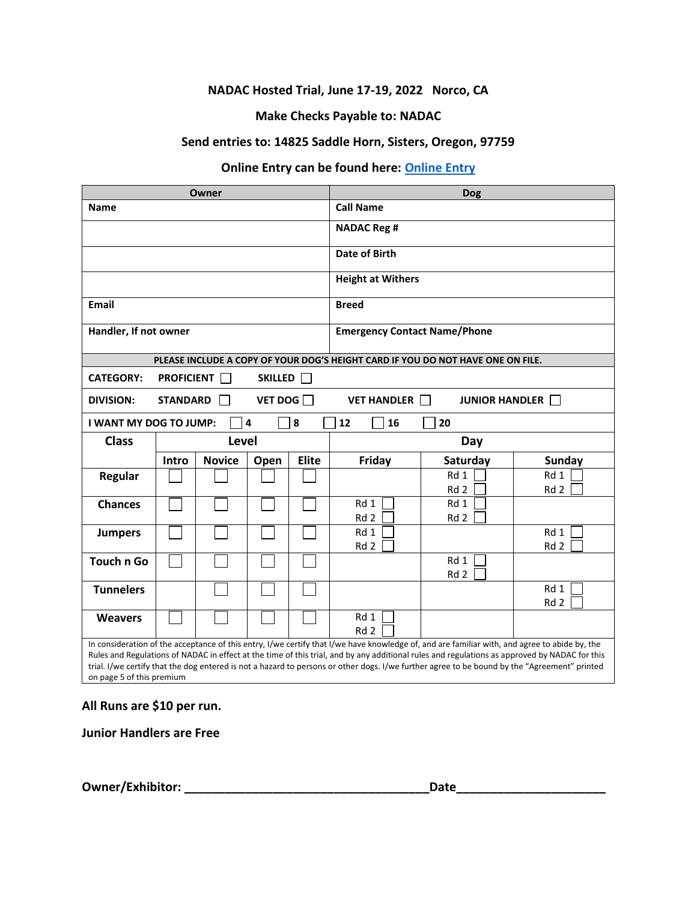**NADAC Hosted Trial, June 17-19, 2022 Norco, CA**

**Make Checks Payable to: NADAC**

**Send entries to: 14825 Saddle Horn, Sisters, Oregon, 97759**

**Online Entry can be found here: Online Entry**

| Owner | Dog |
|---|---|
| **Name** | **Call Name** |
| | **NADAC Reg #** |
| | **Date of Birth** |
| | **Height at Withers** |
| **Email** | **Breed** |
| **Handler, If not owner** | **Emergency Contact Name/Phone** |

**PLEASE INCLUDE A COPY OF YOUR DOG'S HEIGHT CARD IF YOU DO NOT HAVE ONE ON FILE.**

**CATEGORY:** PROFICIENT ☐ SKILLED ☐

**DIVISION:** STANDARD ☐ VET DOG ☐ VET HANDLER ☐ JUNIOR HANDLER ☐

**I WANT MY DOG TO JUMP:** ☐ 4 ☐ 8 ☐ 12 ☐ 16 ☐ 20

| Class | Level | | | | Day | | |
|---|---|---|---|---|---|---|---|
| | Intro | Novice | Open | Elite | Friday | Saturday | Sunday |
| Regular | ☐ | ☐ | ☐ | ☐ | | Rd 1 ☐ Rd 2 ☐ | Rd 1 ☐ Rd 2 ☐ |
| Chances | ☐ | ☐ | ☐ | ☐ | Rd 1 ☐ Rd 2 ☐ | Rd 1 ☐ Rd 2 ☐ | |
| Jumpers | ☐ | ☐ | ☐ | ☐ | Rd 1 ☐ Rd 2 ☐ | | Rd 1 ☐ Rd 2 ☐ |
| Touch n Go | ☐ | ☐ | ☐ | ☐ | | Rd 1 ☐ Rd 2 ☐ | |
| Tunnelers | | ☐ | ☐ | ☐ | | | Rd 1 ☐ Rd 2 ☐ |
| Weavers | ☐ | ☐ | ☐ | ☐ | Rd 1 ☐ Rd 2 ☐ | | |

In consideration of the acceptance of this entry, I/we certify that I/we have knowledge of, and are familiar with, and agree to abide by, the Rules and Regulations of NADAC in effect at the time of this trial, and by any additional rules and regulations as approved by NADAC for this trial. I/we certify that the dog entered is not a hazard to persons or other dogs. I/we further agree to be bound by the "Agreement" printed on page 5 of this premium

**All Runs are $10 per run.**

**Junior Handlers are Free**

**Owner/Exhibitor: ____________________________________Date_____________________**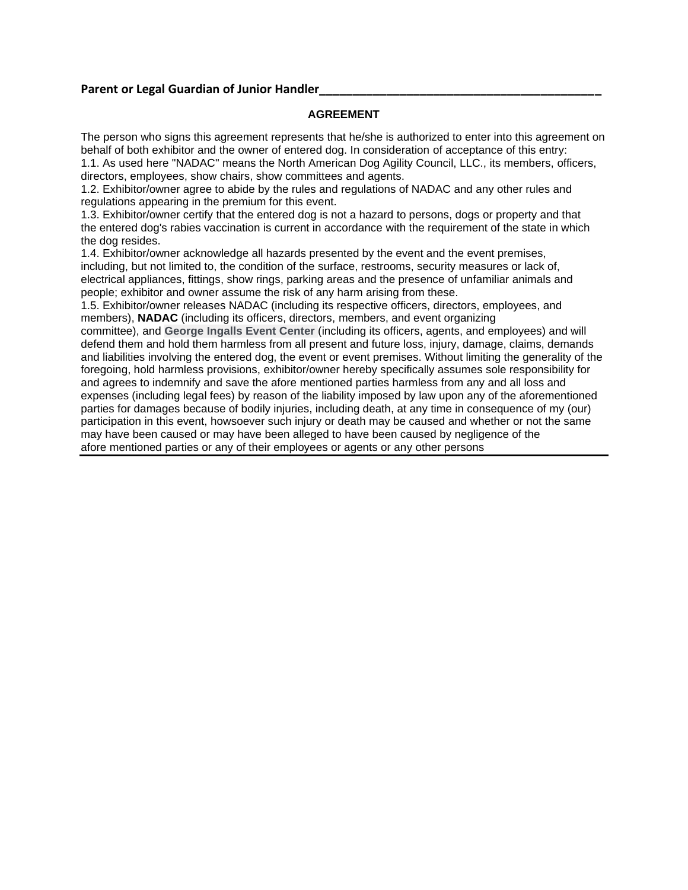**Parent or Legal Guardian of Junior Handler**_____________________________________________

**AGREEMENT**

The person who signs this agreement represents that he/she is authorized to enter into this agreement on behalf of both exhibitor and the owner of entered dog. In consideration of acceptance of this entry:

1.1. As used here "NADAC" means the North American Dog Agility Council, LLC., its members, officers, directors, employees, show chairs, show committees and agents.

1.2. Exhibitor/owner agree to abide by the rules and regulations of NADAC and any other rules and regulations appearing in the premium for this event.

1.3. Exhibitor/owner certify that the entered dog is not a hazard to persons, dogs or property and that the entered dog's rabies vaccination is current in accordance with the requirement of the state in which the dog resides.

1.4. Exhibitor/owner acknowledge all hazards presented by the event and the event premises, including, but not limited to, the condition of the surface, restrooms, security measures or lack of, electrical appliances, fittings, show rings, parking areas and the presence of unfamiliar animals and people; exhibitor and owner assume the risk of any harm arising from these.

1.5. Exhibitor/owner releases NADAC (including its respective officers, directors, employees, and members), **NADAC** (including its officers, directors, members, and event organizing committee), and **George Ingalls Event Center** (including its officers, agents, and employees) and will defend them and hold them harmless from all present and future loss, injury, damage, claims, demands and liabilities involving the entered dog, the event or event premises. Without limiting the generality of the foregoing, hold harmless provisions, exhibitor/owner hereby specifically assumes sole responsibility for and agrees to indemnify and save the afore mentioned parties harmless from any and all loss and expenses (including legal fees) by reason of the liability imposed by law upon any of the aforementioned parties for damages because of bodily injuries, including death, at any time in consequence of my (our) participation in this event, howsoever such injury or death may be caused and whether or not the same may have been caused or may have been alleged to have been caused by negligence of the afore mentioned parties or any of their employees or agents or any other persons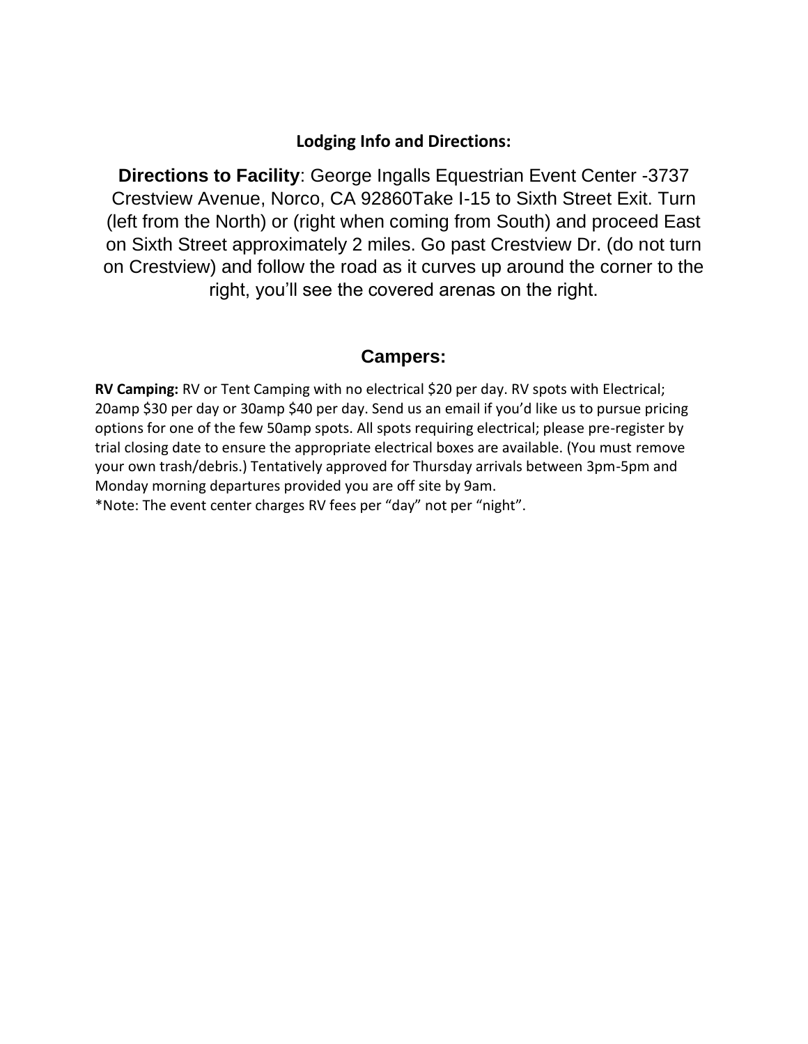## Lodging Info and Directions:

**Directions to Facility**: George Ingalls Equestrian Event Center -3737 Crestview Avenue, Norco, CA 92860Take I-15 to Sixth Street Exit. Turn (left from the North) or (right when coming from South) and proceed East on Sixth Street approximately 2 miles. Go past Crestview Dr. (do not turn on Crestview) and follow the road as it curves up around the corner to the right, you'll see the covered arenas on the right.

## Campers:

**RV Camping:** RV or Tent Camping with no electrical $20 per day. RV spots with Electrical; 20amp $30 per day or 30amp $40 per day. Send us an email if you'd like us to pursue pricing options for one of the few 50amp spots. All spots requiring electrical; please pre-register by trial closing date to ensure the appropriate electrical boxes are available. (You must remove your own trash/debris.) Tentatively approved for Thursday arrivals between 3pm-5pm and Monday morning departures provided you are off site by 9am.

*Note: The event center charges RV fees per "day" not per "night".